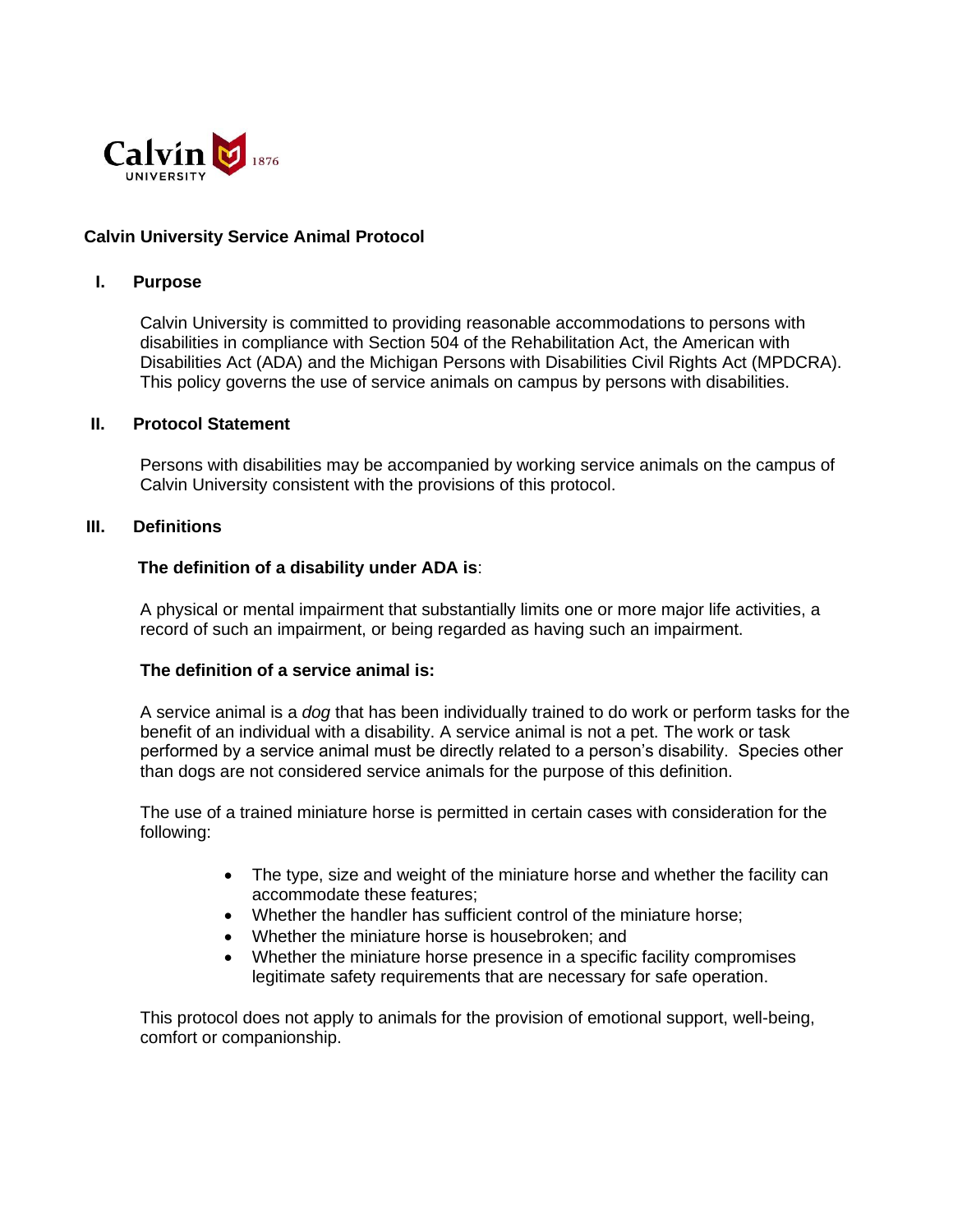Calvin University 1876

# Calvin University Service Animal Protocol

## I. Purpose

Calvin University is committed to providing reasonable accommodations to persons with disabilities in compliance with Section 504 of the Rehabilitation Act, the American with Disabilities Act (ADA) and the Michigan Persons with Disabilities Civil Rights Act (MPDCRA). This policy governs the use of service animals on campus by persons with disabilities.

## II. Protocol Statement

Persons with disabilities may be accompanied by working service animals on the campus of Calvin University consistent with the provisions of this protocol.

## III. Definitions

**The definition of a disability under ADA is**:

A physical or mental impairment that substantially limits one or more major life activities, a record of such an impairment, or being regarded as having such an impairment.

**The definition of a service animal is:**

A service animal is a *dog* that has been individually trained to do work or perform tasks for the benefit of an individual with a disability. A service animal is not a pet. The work or task performed by a service animal must be directly related to a person's disability. Species other than dogs are not considered service animals for the purpose of this definition.

The use of a trained miniature horse is permitted in certain cases with consideration for the following:

- The type, size and weight of the miniature horse and whether the facility can accommodate these features;
- Whether the handler has sufficient control of the miniature horse;
- Whether the miniature horse is housebroken; and
- Whether the miniature horse presence in a specific facility compromises legitimate safety requirements that are necessary for safe operation.

This protocol does not apply to animals for the provision of emotional support, well-being, comfort or companionship.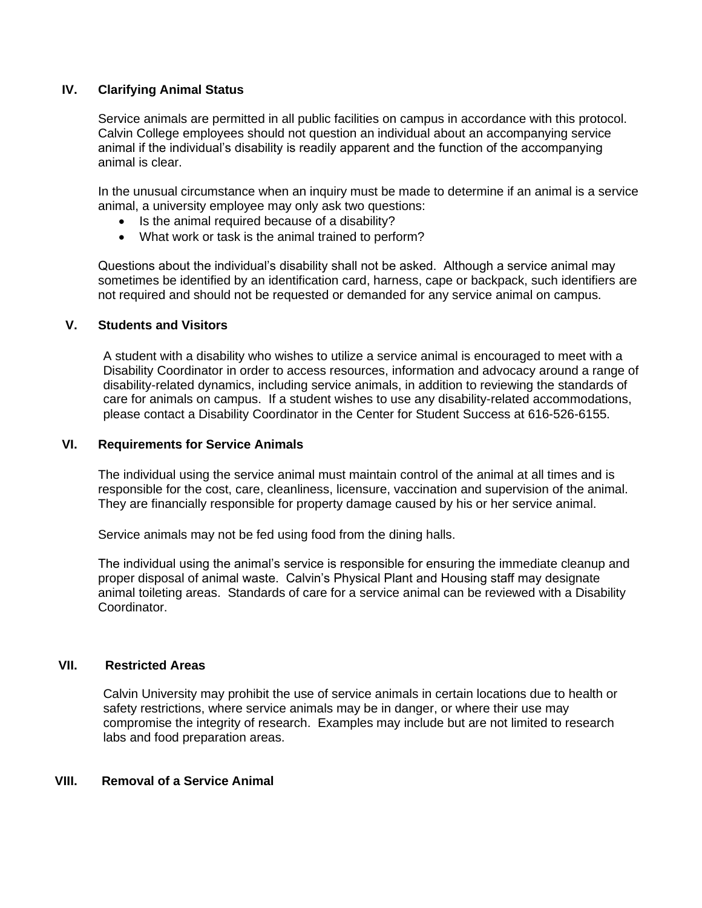## IV. Clarifying Animal Status

Service animals are permitted in all public facilities on campus in accordance with this protocol. Calvin College employees should not question an individual about an accompanying service animal if the individual's disability is readily apparent and the function of the accompanying animal is clear.

In the unusual circumstance when an inquiry must be made to determine if an animal is a service animal, a university employee may only ask two questions:

- Is the animal required because of a disability?
- What work or task is the animal trained to perform?

Questions about the individual's disability shall not be asked. Although a service animal may sometimes be identified by an identification card, harness, cape or backpack, such identifiers are not required and should not be requested or demanded for any service animal on campus.

## V. Students and Visitors

A student with a disability who wishes to utilize a service animal is encouraged to meet with a Disability Coordinator in order to access resources, information and advocacy around a range of disability-related dynamics, including service animals, in addition to reviewing the standards of care for animals on campus. If a student wishes to use any disability-related accommodations, please contact a Disability Coordinator in the Center for Student Success at 616-526-6155.

## VI. Requirements for Service Animals

The individual using the service animal must maintain control of the animal at all times and is responsible for the cost, care, cleanliness, licensure, vaccination and supervision of the animal. They are financially responsible for property damage caused by his or her service animal.

Service animals may not be fed using food from the dining halls.

The individual using the animal's service is responsible for ensuring the immediate cleanup and proper disposal of animal waste. Calvin's Physical Plant and Housing staff may designate animal toileting areas. Standards of care for a service animal can be reviewed with a Disability Coordinator.

## VII. Restricted Areas

Calvin University may prohibit the use of service animals in certain locations due to health or safety restrictions, where service animals may be in danger, or where their use may compromise the integrity of research. Examples may include but are not limited to research labs and food preparation areas.

## VIII. Removal of a Service Animal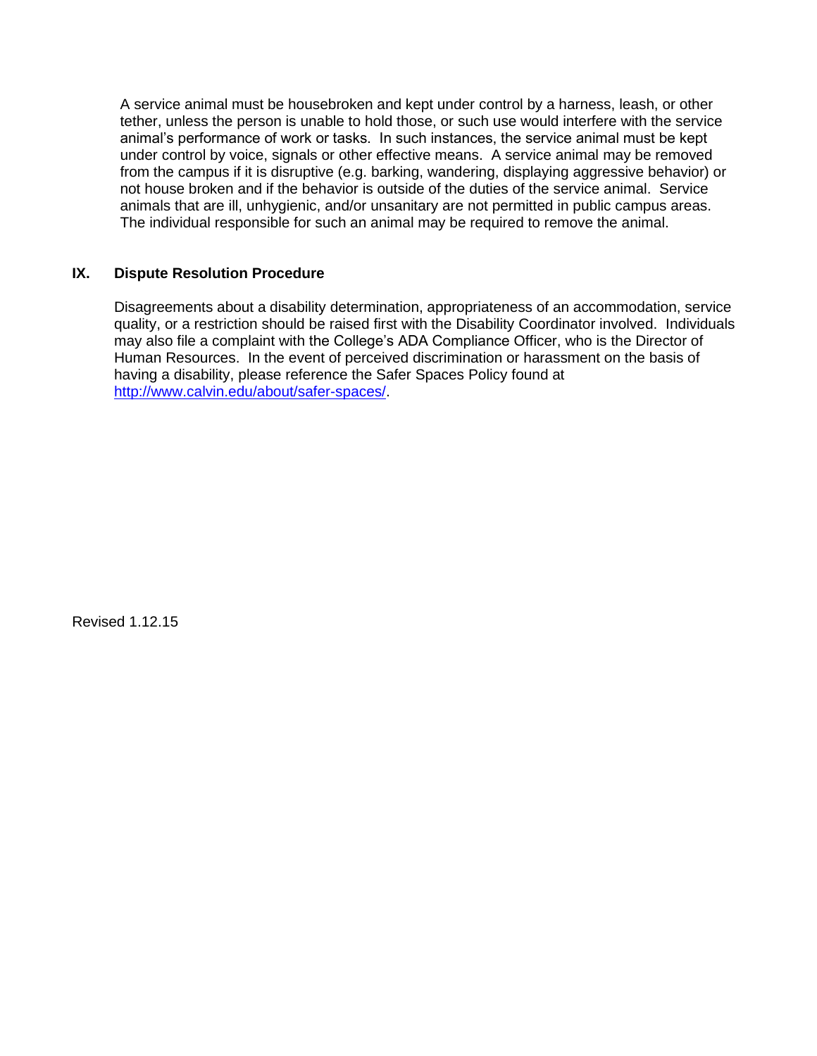A service animal must be housebroken and kept under control by a harness, leash, or other tether, unless the person is unable to hold those, or such use would interfere with the service animal's performance of work or tasks. In such instances, the service animal must be kept under control by voice, signals or other effective means. A service animal may be removed from the campus if it is disruptive (e.g. barking, wandering, displaying aggressive behavior) or not house broken and if the behavior is outside of the duties of the service animal. Service animals that are ill, unhygienic, and/or unsanitary are not permitted in public campus areas. The individual responsible for such an animal may be required to remove the animal.

## IX. Dispute Resolution Procedure

Disagreements about a disability determination, appropriateness of an accommodation, service quality, or a restriction should be raised first with the Disability Coordinator involved. Individuals may also file a complaint with the College's ADA Compliance Officer, who is the Director of Human Resources. In the event of perceived discrimination or harassment on the basis of having a disability, please reference the Safer Spaces Policy found at [http://www.calvin.edu/about/safer-spaces/](http://www.calvin.edu/about/safer-spaces/).

Revised 1.12.15